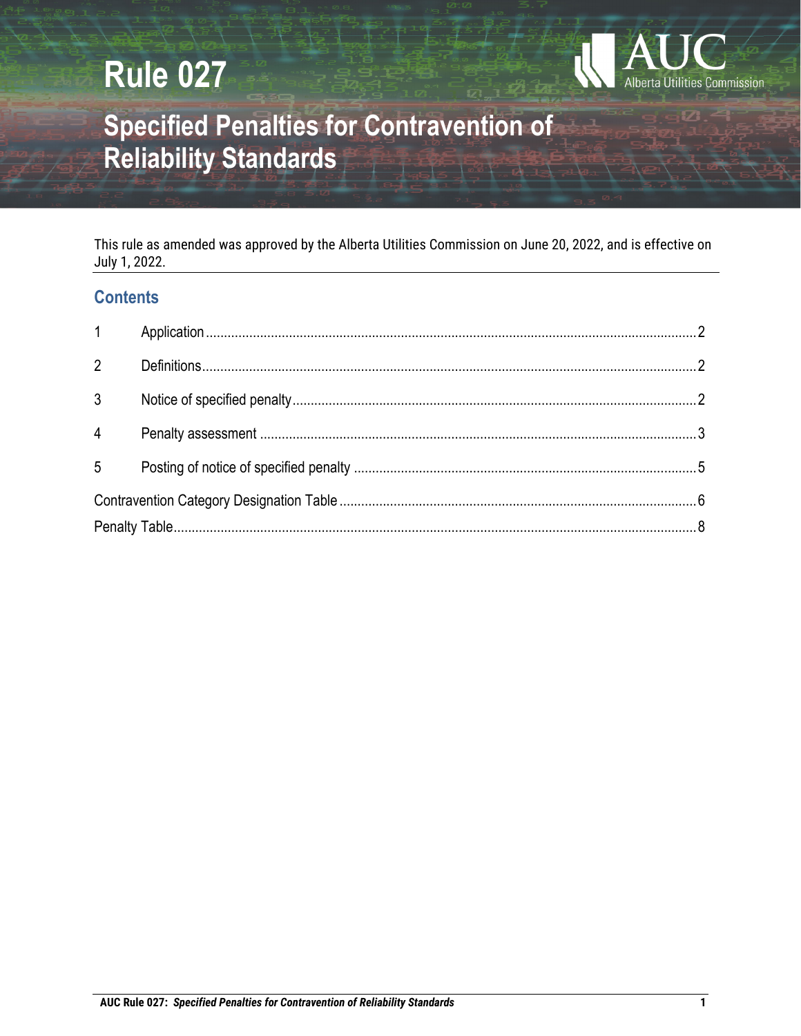# Rule 027

# Specified Penalties for Contravention of Reliability Standards

This rule as amended was approved by the Alberta Utilities Commission on June 20, 2022, and is effective on July 1, 2022.

## Contents

| | | |
|---|---|---|
| 1 | Application | 2 |
| 2 | Definitions | 2 |
| 3 | Notice of specified penalty | 2 |
| 4 | Penalty assessment | 3 |
| 5 | Posting of notice of specified penalty | 5 |
| Contravention Category Designation Table | | 6 |
| Penalty Table | | 8 |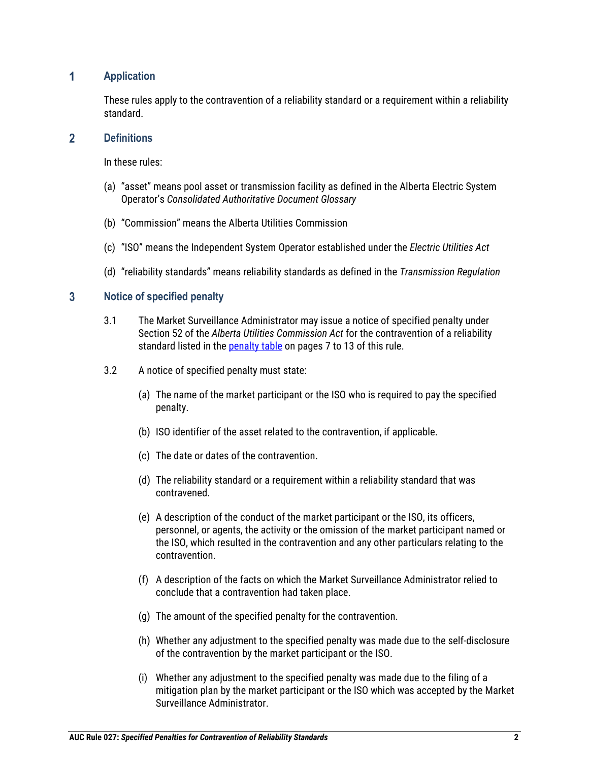## 1 Application

These rules apply to the contravention of a reliability standard or a requirement within a reliability standard.

## 2 Definitions

In these rules:

(a) "asset" means pool asset or transmission facility as defined in the Alberta Electric System Operator's *Consolidated Authoritative Document Glossary*

(b) "Commission" means the Alberta Utilities Commission

(c) "ISO" means the Independent System Operator established under the *Electric Utilities Act*

(d) "reliability standards" means reliability standards as defined in the *Transmission Regulation*

## 3 Notice of specified penalty

3.1 The Market Surveillance Administrator may issue a notice of specified penalty under Section 52 of the *Alberta Utilities Commission Act* for the contravention of a reliability standard listed in the penalty table on pages 7 to 13 of this rule.

3.2 A notice of specified penalty must state:

(a) The name of the market participant or the ISO who is required to pay the specified penalty.

(b) ISO identifier of the asset related to the contravention, if applicable.

(c) The date or dates of the contravention.

(d) The reliability standard or a requirement within a reliability standard that was contravened.

(e) A description of the conduct of the market participant or the ISO, its officers, personnel, or agents, the activity or the omission of the market participant named or the ISO, which resulted in the contravention and any other particulars relating to the contravention.

(f) A description of the facts on which the Market Surveillance Administrator relied to conclude that a contravention had taken place.

(g) The amount of the specified penalty for the contravention.

(h) Whether any adjustment to the specified penalty was made due to the self-disclosure of the contravention by the market participant or the ISO.

(i) Whether any adjustment to the specified penalty was made due to the filing of a mitigation plan by the market participant or the ISO which was accepted by the Market Surveillance Administrator.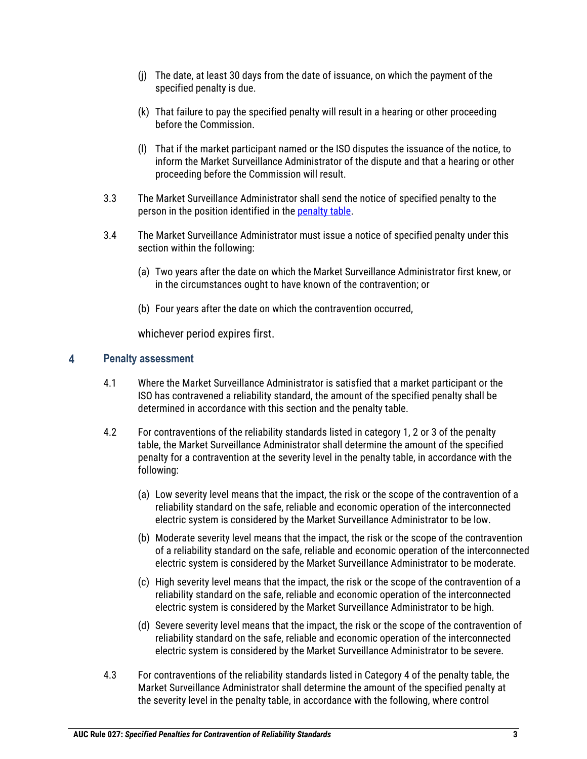(j) The date, at least 30 days from the date of issuance, on which the payment of the specified penalty is due.

(k) That failure to pay the specified penalty will result in a hearing or other proceeding before the Commission.

(l) That if the market participant named or the ISO disputes the issuance of the notice, to inform the Market Surveillance Administrator of the dispute and that a hearing or other proceeding before the Commission will result.

3.3 The Market Surveillance Administrator shall send the notice of specified penalty to the person in the position identified in the penalty table.

3.4 The Market Surveillance Administrator must issue a notice of specified penalty under this section within the following:

(a) Two years after the date on which the Market Surveillance Administrator first knew, or in the circumstances ought to have known of the contravention; or

(b) Four years after the date on which the contravention occurred,

whichever period expires first.

## 4 Penalty assessment

4.1 Where the Market Surveillance Administrator is satisfied that a market participant or the ISO has contravened a reliability standard, the amount of the specified penalty shall be determined in accordance with this section and the penalty table.

4.2 For contraventions of the reliability standards listed in category 1, 2 or 3 of the penalty table, the Market Surveillance Administrator shall determine the amount of the specified penalty for a contravention at the severity level in the penalty table, in accordance with the following:

(a) Low severity level means that the impact, the risk or the scope of the contravention of a reliability standard on the safe, reliable and economic operation of the interconnected electric system is considered by the Market Surveillance Administrator to be low.

(b) Moderate severity level means that the impact, the risk or the scope of the contravention of a reliability standard on the safe, reliable and economic operation of the interconnected electric system is considered by the Market Surveillance Administrator to be moderate.

(c) High severity level means that the impact, the risk or the scope of the contravention of a reliability standard on the safe, reliable and economic operation of the interconnected electric system is considered by the Market Surveillance Administrator to be high.

(d) Severe severity level means that the impact, the risk or the scope of the contravention of reliability standard on the safe, reliable and economic operation of the interconnected electric system is considered by the Market Surveillance Administrator to be severe.

4.3 For contraventions of the reliability standards listed in Category 4 of the penalty table, the Market Surveillance Administrator shall determine the amount of the specified penalty at the severity level in the penalty table, in accordance with the following, where control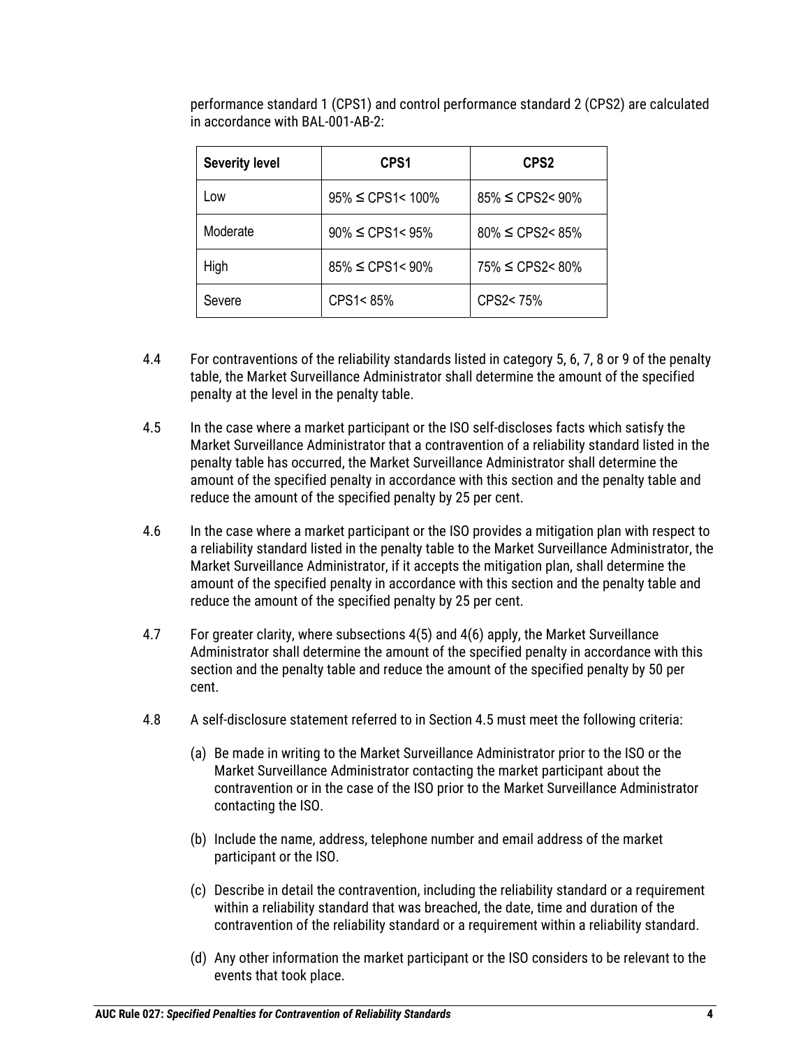performance standard 1 (CPS1) and control performance standard 2 (CPS2) are calculated in accordance with BAL-001-AB-2:

| Severity level | CPS1 | CPS2 |
|---|---|---|
| Low | 95% ≤ CPS1< 100% | 85% ≤ CPS2< 90% |
| Moderate | 90% ≤ CPS1< 95% | 80% ≤ CPS2< 85% |
| High | 85% ≤ CPS1< 90% | 75% ≤ CPS2< 80% |
| Severe | CPS1< 85% | CPS2< 75% |

4.4 For contraventions of the reliability standards listed in category 5, 6, 7, 8 or 9 of the penalty table, the Market Surveillance Administrator shall determine the amount of the specified penalty at the level in the penalty table.

4.5 In the case where a market participant or the ISO self-discloses facts which satisfy the Market Surveillance Administrator that a contravention of a reliability standard listed in the penalty table has occurred, the Market Surveillance Administrator shall determine the amount of the specified penalty in accordance with this section and the penalty table and reduce the amount of the specified penalty by 25 per cent.

4.6 In the case where a market participant or the ISO provides a mitigation plan with respect to a reliability standard listed in the penalty table to the Market Surveillance Administrator, the Market Surveillance Administrator, if it accepts the mitigation plan, shall determine the amount of the specified penalty in accordance with this section and the penalty table and reduce the amount of the specified penalty by 25 per cent.

4.7 For greater clarity, where subsections 4(5) and 4(6) apply, the Market Surveillance Administrator shall determine the amount of the specified penalty in accordance with this section and the penalty table and reduce the amount of the specified penalty by 50 per cent.

4.8 A self-disclosure statement referred to in Section 4.5 must meet the following criteria:

(a) Be made in writing to the Market Surveillance Administrator prior to the ISO or the Market Surveillance Administrator contacting the market participant about the contravention or in the case of the ISO prior to the Market Surveillance Administrator contacting the ISO.

(b) Include the name, address, telephone number and email address of the market participant or the ISO.

(c) Describe in detail the contravention, including the reliability standard or a requirement within a reliability standard that was breached, the date, time and duration of the contravention of the reliability standard or a requirement within a reliability standard.

(d) Any other information the market participant or the ISO considers to be relevant to the events that took place.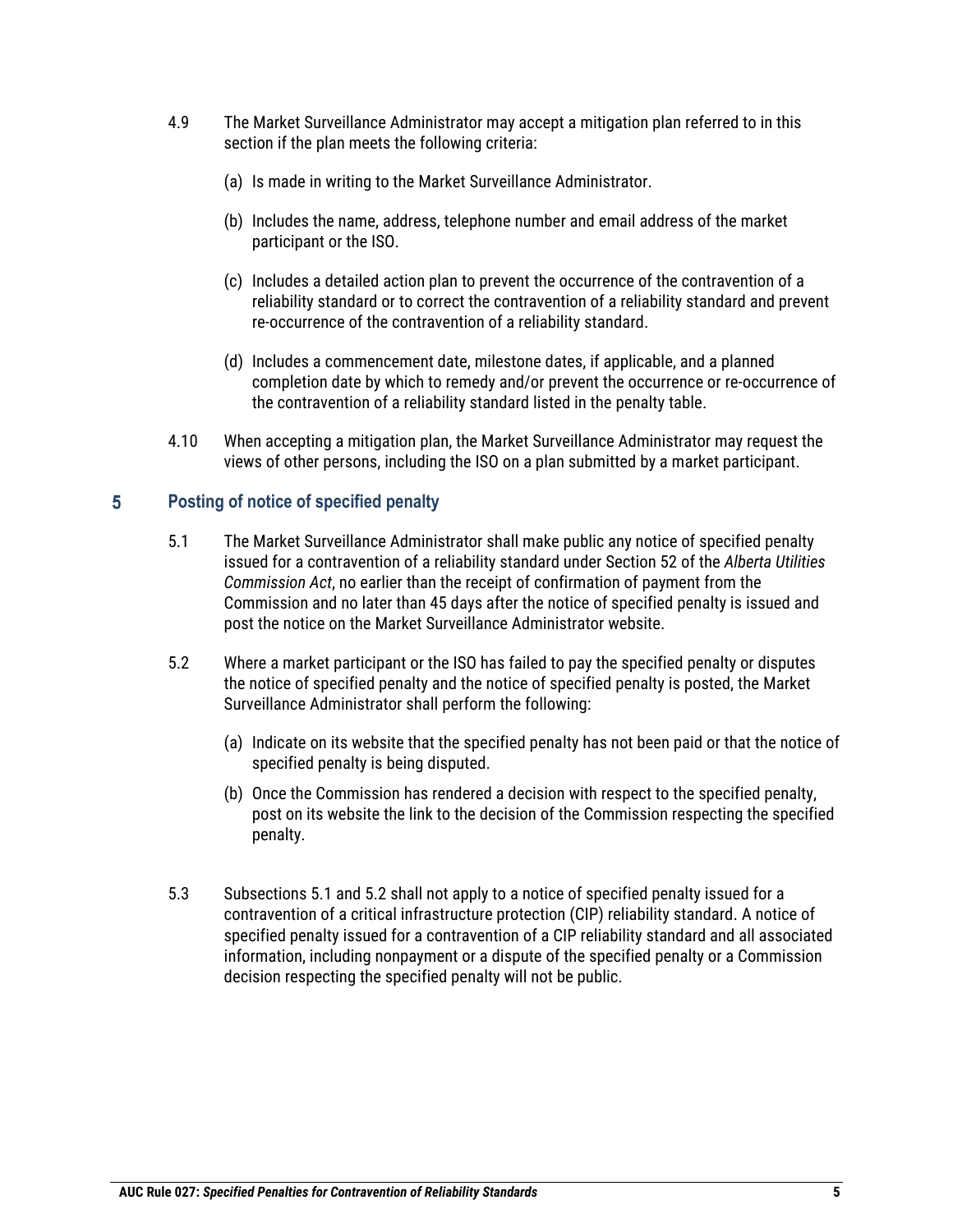4.9 The Market Surveillance Administrator may accept a mitigation plan referred to in this section if the plan meets the following criteria:

(a) Is made in writing to the Market Surveillance Administrator.

(b) Includes the name, address, telephone number and email address of the market participant or the ISO.

(c) Includes a detailed action plan to prevent the occurrence of the contravention of a reliability standard or to correct the contravention of a reliability standard and prevent re-occurrence of the contravention of a reliability standard.

(d) Includes a commencement date, milestone dates, if applicable, and a planned completion date by which to remedy and/or prevent the occurrence or re-occurrence of the contravention of a reliability standard listed in the penalty table.

4.10 When accepting a mitigation plan, the Market Surveillance Administrator may request the views of other persons, including the ISO on a plan submitted by a market participant.

## 5 Posting of notice of specified penalty

5.1 The Market Surveillance Administrator shall make public any notice of specified penalty issued for a contravention of a reliability standard under Section 52 of the *Alberta Utilities Commission Act*, no earlier than the receipt of confirmation of payment from the Commission and no later than 45 days after the notice of specified penalty is issued and post the notice on the Market Surveillance Administrator website.

5.2 Where a market participant or the ISO has failed to pay the specified penalty or disputes the notice of specified penalty and the notice of specified penalty is posted, the Market Surveillance Administrator shall perform the following:

(a) Indicate on its website that the specified penalty has not been paid or that the notice of specified penalty is being disputed.

(b) Once the Commission has rendered a decision with respect to the specified penalty, post on its website the link to the decision of the Commission respecting the specified penalty.

5.3 Subsections 5.1 and 5.2 shall not apply to a notice of specified penalty issued for a contravention of a critical infrastructure protection (CIP) reliability standard. A notice of specified penalty issued for a contravention of a CIP reliability standard and all associated information, including nonpayment or a dispute of the specified penalty or a Commission decision respecting the specified penalty will not be public.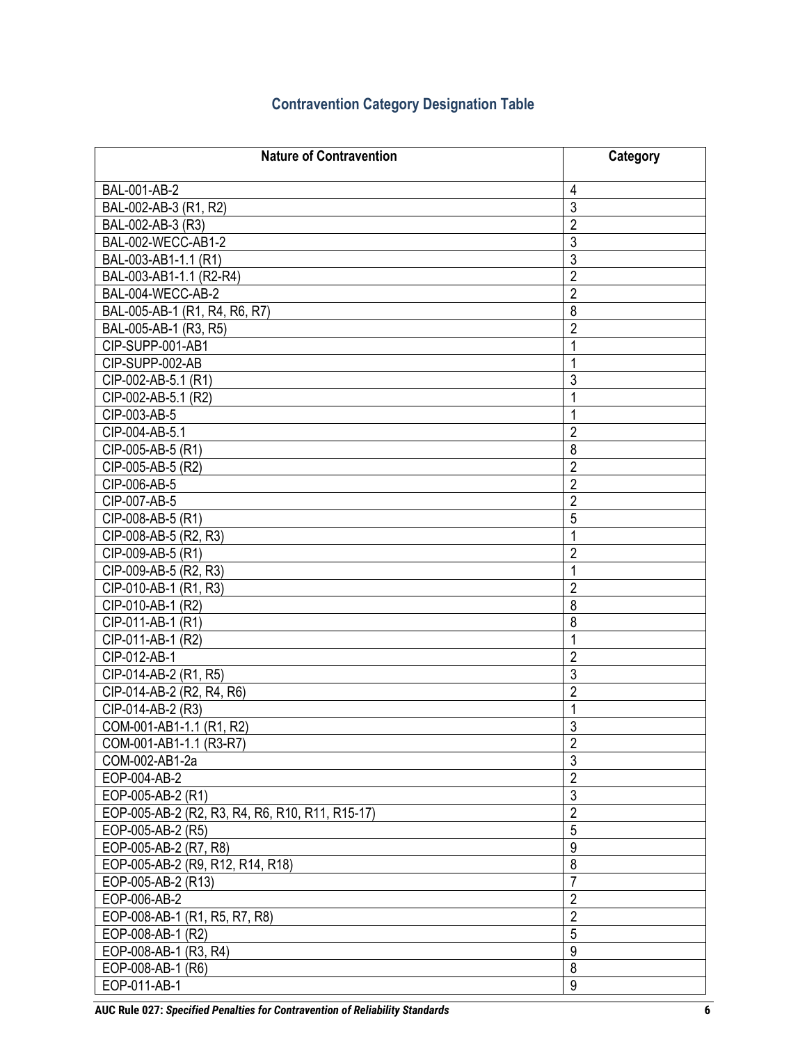## Contravention Category Designation Table

| Nature of Contravention | Category |
|---|---|
| BAL-001-AB-2 | 4 |
| BAL-002-AB-3 (R1, R2) | 3 |
| BAL-002-AB-3 (R3) | 2 |
| BAL-002-WECC-AB1-2 | 3 |
| BAL-003-AB1-1.1 (R1) | 3 |
| BAL-003-AB1-1.1 (R2-R4) | 2 |
| BAL-004-WECC-AB-2 | 2 |
| BAL-005-AB-1 (R1, R4, R6, R7) | 8 |
| BAL-005-AB-1 (R3, R5) | 2 |
| CIP-SUPP-001-AB1 | 1 |
| CIP-SUPP-002-AB | 1 |
| CIP-002-AB-5.1 (R1) | 3 |
| CIP-002-AB-5.1 (R2) | 1 |
| CIP-003-AB-5 | 1 |
| CIP-004-AB-5.1 | 2 |
| CIP-005-AB-5 (R1) | 8 |
| CIP-005-AB-5 (R2) | 2 |
| CIP-006-AB-5 | 2 |
| CIP-007-AB-5 | 2 |
| CIP-008-AB-5 (R1) | 5 |
| CIP-008-AB-5 (R2, R3) | 1 |
| CIP-009-AB-5 (R1) | 2 |
| CIP-009-AB-5 (R2, R3) | 1 |
| CIP-010-AB-1 (R1, R3) | 2 |
| CIP-010-AB-1 (R2) | 8 |
| CIP-011-AB-1 (R1) | 8 |
| CIP-011-AB-1 (R2) | 1 |
| CIP-012-AB-1 | 2 |
| CIP-014-AB-2 (R1, R5) | 3 |
| CIP-014-AB-2 (R2, R4, R6) | 2 |
| CIP-014-AB-2 (R3) | 1 |
| COM-001-AB1-1.1 (R1, R2) | 3 |
| COM-001-AB1-1.1 (R3-R7) | 2 |
| COM-002-AB1-2a | 3 |
| EOP-004-AB-2 | 2 |
| EOP-005-AB-2 (R1) | 3 |
| EOP-005-AB-2 (R2, R3, R4, R6, R10, R11, R15-17) | 2 |
| EOP-005-AB-2 (R5) | 5 |
| EOP-005-AB-2 (R7, R8) | 9 |
| EOP-005-AB-2 (R9, R12, R14, R18) | 8 |
| EOP-005-AB-2 (R13) | 7 |
| EOP-006-AB-2 | 2 |
| EOP-008-AB-1 (R1, R5, R7, R8) | 2 |
| EOP-008-AB-1 (R2) | 5 |
| EOP-008-AB-1 (R3, R4) | 9 |
| EOP-008-AB-1 (R6) | 8 |
| EOP-011-AB-1 | 9 |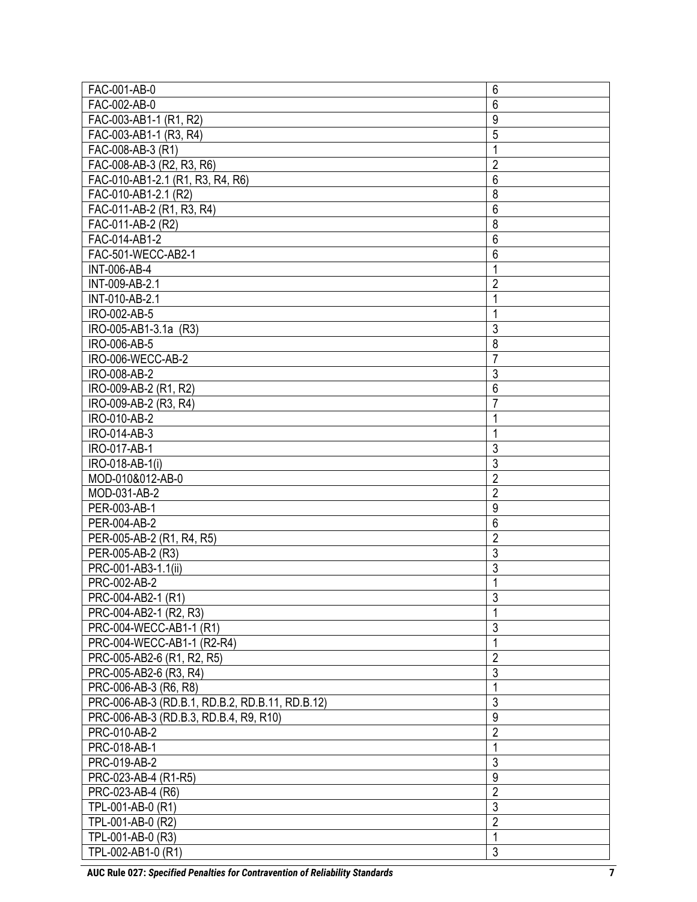| | |
|---|---|
| FAC-001-AB-0 | 6 |
| FAC-002-AB-0 | 6 |
| FAC-003-AB1-1 (R1, R2) | 9 |
| FAC-003-AB1-1 (R3, R4) | 5 |
| FAC-008-AB-3 (R1) | 1 |
| FAC-008-AB-3 (R2, R3, R6) | 2 |
| FAC-010-AB1-2.1 (R1, R3, R4, R6) | 6 |
| FAC-010-AB1-2.1 (R2) | 8 |
| FAC-011-AB-2 (R1, R3, R4) | 6 |
| FAC-011-AB-2 (R2) | 8 |
| FAC-014-AB1-2 | 6 |
| FAC-501-WECC-AB2-1 | 6 |
| INT-006-AB-4 | 1 |
| INT-009-AB-2.1 | 2 |
| INT-010-AB-2.1 | 1 |
| IRO-002-AB-5 | 1 |
| IRO-005-AB1-3.1a (R3) | 3 |
| IRO-006-AB-5 | 8 |
| IRO-006-WECC-AB-2 | 7 |
| IRO-008-AB-2 | 3 |
| IRO-009-AB-2 (R1, R2) | 6 |
| IRO-009-AB-2 (R3, R4) | 7 |
| IRO-010-AB-2 | 1 |
| IRO-014-AB-3 | 1 |
| IRO-017-AB-1 | 3 |
| IRO-018-AB-1(i) | 3 |
| MOD-010&012-AB-0 | 2 |
| MOD-031-AB-2 | 2 |
| PER-003-AB-1 | 9 |
| PER-004-AB-2 | 6 |
| PER-005-AB-2 (R1, R4, R5) | 2 |
| PER-005-AB-2 (R3) | 3 |
| PRC-001-AB3-1.1(ii) | 3 |
| PRC-002-AB-2 | 1 |
| PRC-004-AB2-1 (R1) | 3 |
| PRC-004-AB2-1 (R2, R3) | 1 |
| PRC-004-WECC-AB1-1 (R1) | 3 |
| PRC-004-WECC-AB1-1 (R2-R4) | 1 |
| PRC-005-AB2-6 (R1, R2, R5) | 2 |
| PRC-005-AB2-6 (R3, R4) | 3 |
| PRC-006-AB-3 (R6, R8) | 1 |
| PRC-006-AB-3 (RD.B.1, RD.B.2, RD.B.11, RD.B.12) | 3 |
| PRC-006-AB-3 (RD.B.3, RD.B.4, R9, R10) | 9 |
| PRC-010-AB-2 | 2 |
| PRC-018-AB-1 | 1 |
| PRC-019-AB-2 | 3 |
| PRC-023-AB-4 (R1-R5) | 9 |
| PRC-023-AB-4 (R6) | 2 |
| TPL-001-AB-0 (R1) | 3 |
| TPL-001-AB-0 (R2) | 2 |
| TPL-001-AB-0 (R3) | 1 |
| TPL-002-AB1-0 (R1) | 3 |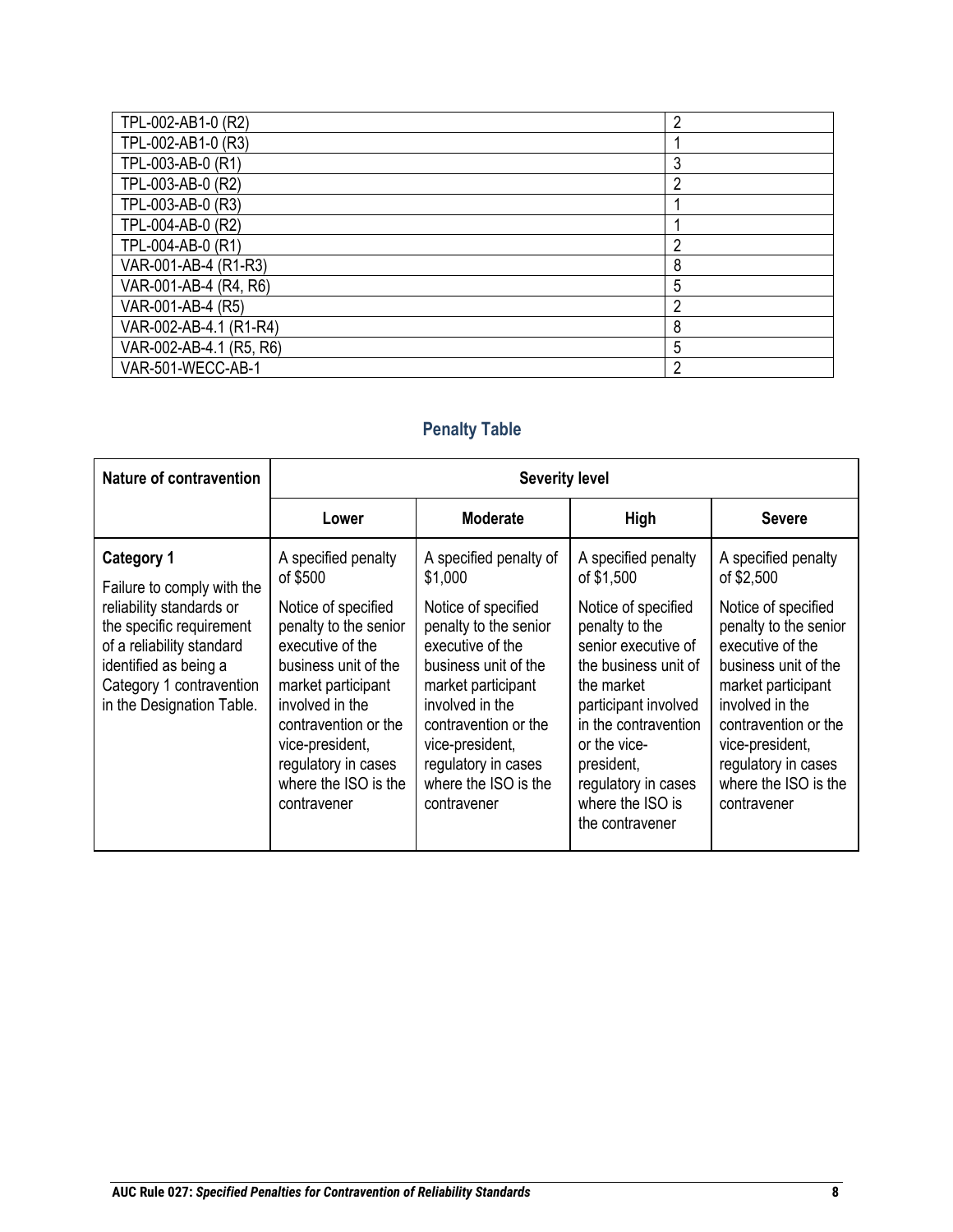| | |
|---|---|
| TPL-002-AB1-0 (R2) | 2 |
| TPL-002-AB1-0 (R3) | 1 |
| TPL-003-AB-0 (R1) | 3 |
| TPL-003-AB-0 (R2) | 2 |
| TPL-003-AB-0 (R3) | 1 |
| TPL-004-AB-0 (R2) | 1 |
| TPL-004-AB-0 (R1) | 2 |
| VAR-001-AB-4 (R1-R3) | 8 |
| VAR-001-AB-4 (R4, R6) | 5 |
| VAR-001-AB-4 (R5) | 2 |
| VAR-002-AB-4.1 (R1-R4) | 8 |
| VAR-002-AB-4.1 (R5, R6) | 5 |
| VAR-501-WECC-AB-1 | 2 |

## Penalty Table

| Nature of contravention | Severity level | | | |
|---|---|---|---|---|
| | **Lower** | **Moderate** | **High** | **Severe** |
| **Category 1**<br>Failure to comply with the reliability standards or the specific requirement of a reliability standard identified as being a Category 1 contravention in the Designation Table. | A specified penalty of $500<br><br>Notice of specified penalty to the senior executive of the business unit of the market participant involved in the contravention or the vice-president, regulatory in cases where the ISO is the contravener | A specified penalty of $1,000<br><br>Notice of specified penalty to the senior executive of the business unit of the market participant involved in the contravention or the vice-president, regulatory in cases where the ISO is the contravener | A specified penalty of $1,500<br><br>Notice of specified penalty to the senior executive of the business unit of the market participant involved in the contravention or the vice-president, regulatory in cases where the ISO is the contravener | A specified penalty of $2,500<br><br>Notice of specified penalty to the senior executive of the business unit of the market participant involved in the contravention or the vice-president, regulatory in cases where the ISO is the contravener |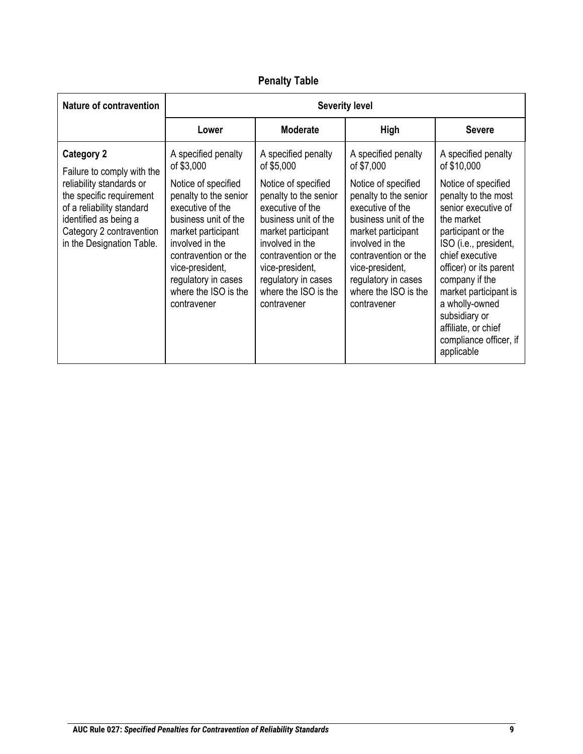**Penalty Table**

| Nature of contravention | Severity level | | | |
|---|---|---|---|---|
| | **Lower** | **Moderate** | **High** | **Severe** |
| **Category 2**<br>Failure to comply with the reliability standards or the specific requirement of a reliability standard identified as being a Category 2 contravention in the Designation Table. | A specified penalty of $3,000<br><br>Notice of specified penalty to the senior executive of the business unit of the market participant involved in the contravention or the vice-president, regulatory in cases where the ISO is the contravener | A specified penalty of $5,000<br><br>Notice of specified penalty to the senior executive of the business unit of the market participant involved in the contravention or the vice-president, regulatory in cases where the ISO is the contravener | A specified penalty of $7,000<br><br>Notice of specified penalty to the senior executive of the business unit of the market participant involved in the contravention or the vice-president, regulatory in cases where the ISO is the contravener | A specified penalty of $10,000<br><br>Notice of specified penalty to the most senior executive of the market participant or the ISO (i.e., president, chief executive officer) or its parent company if the market participant is a wholly-owned subsidiary or affiliate, or chief compliance officer, if applicable |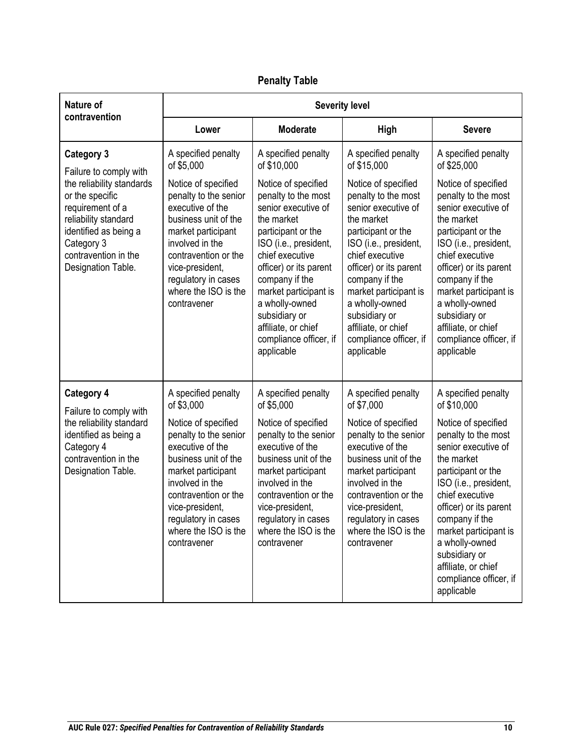**Penalty Table**

| Nature of contravention | Severity level | | | |
|---|---|---|---|---|
| | **Lower** | **Moderate** | **High** | **Severe** |
| **Category 3** Failure to comply with the reliability standards or the specific requirement of a reliability standard identified as being a Category 3 contravention in the Designation Table. | A specified penalty of $5,000 <br><br> Notice of specified penalty to the senior executive of the business unit of the market participant involved in the contravention or the vice-president, regulatory in cases where the ISO is the contravener | A specified penalty of $10,000 <br><br> Notice of specified penalty to the most senior executive of the market participant or the ISO (i.e., president, chief executive officer) or its parent company if the market participant is a wholly-owned subsidiary or affiliate, or chief compliance officer, if applicable | A specified penalty of $15,000 <br><br> Notice of specified penalty to the most senior executive of the market participant or the ISO (i.e., president, chief executive officer) or its parent company if the market participant is a wholly-owned subsidiary or affiliate, or chief compliance officer, if applicable | A specified penalty of $25,000 <br><br> Notice of specified penalty to the most senior executive of the market participant or the ISO (i.e., president, chief executive officer) or its parent company if the market participant is a wholly-owned subsidiary or affiliate, or chief compliance officer, if applicable |
| **Category 4** Failure to comply with the reliability standard identified as being a Category 4 contravention in the Designation Table. | A specified penalty of $3,000 <br><br> Notice of specified penalty to the senior executive of the business unit of the market participant involved in the contravention or the vice-president, regulatory in cases where the ISO is the contravener | A specified penalty of $5,000 <br><br> Notice of specified penalty to the senior executive of the business unit of the market participant involved in the contravention or the vice-president, regulatory in cases where the ISO is the contravener | A specified penalty of $7,000 <br><br> Notice of specified penalty to the senior executive of the business unit of the market participant involved in the contravention or the vice-president, regulatory in cases where the ISO is the contravener | A specified penalty of $10,000 <br><br> Notice of specified penalty to the most senior executive of the market participant or the ISO (i.e., president, chief executive officer) or its parent company if the market participant is a wholly-owned subsidiary or affiliate, or chief compliance officer, if applicable |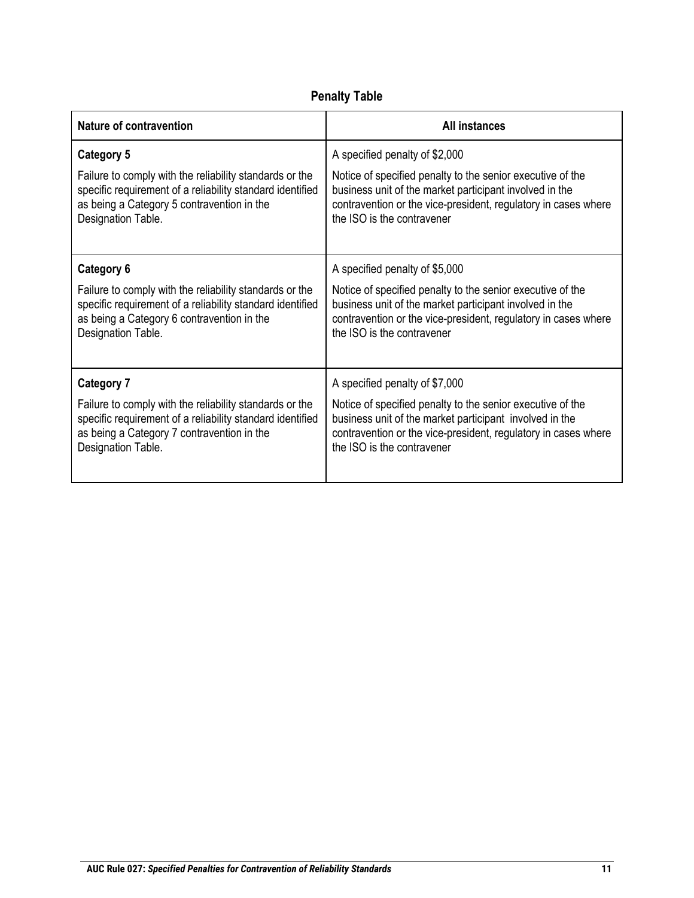**Penalty Table**

| Nature of contravention | All instances |
|---|---|
| **Category 5**<br><br>Failure to comply with the reliability standards or the specific requirement of a reliability standard identified as being a Category 5 contravention in the Designation Table. | A specified penalty of $2,000<br><br>Notice of specified penalty to the senior executive of the business unit of the market participant involved in the contravention or the vice-president, regulatory in cases where the ISO is the contravener |
| **Category 6**<br><br>Failure to comply with the reliability standards or the specific requirement of a reliability standard identified as being a Category 6 contravention in the Designation Table. | A specified penalty of $5,000<br><br>Notice of specified penalty to the senior executive of the business unit of the market participant involved in the contravention or the vice-president, regulatory in cases where the ISO is the contravener |
| **Category 7**<br><br>Failure to comply with the reliability standards or the specific requirement of a reliability standard identified as being a Category 7 contravention in the Designation Table. | A specified penalty of $7,000<br><br>Notice of specified penalty to the senior executive of the business unit of the market participant involved in the contravention or the vice-president, regulatory in cases where the ISO is the contravener |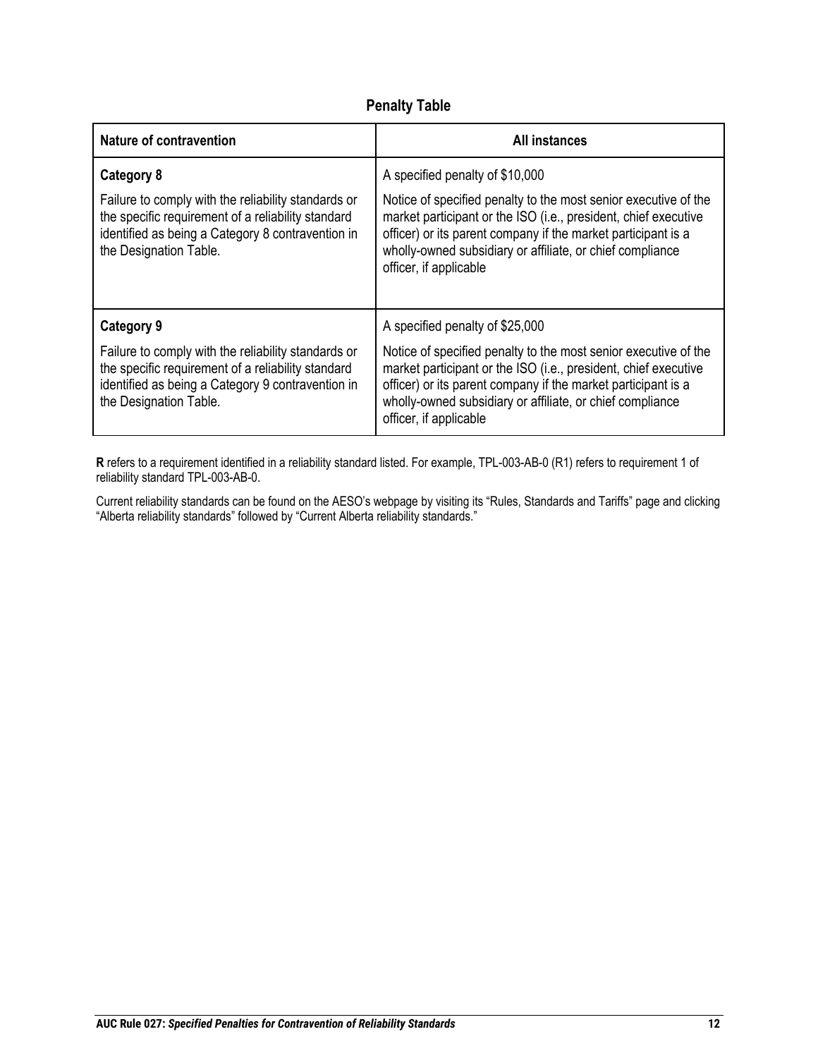## Penalty Table

| Nature of contravention | All instances |
| --- | --- |
| **Category 8**<br><br>Failure to comply with the reliability standards or the specific requirement of a reliability standard identified as being a Category 8 contravention in the Designation Table. | A specified penalty of $10,000<br><br>Notice of specified penalty to the most senior executive of the market participant or the ISO (i.e., president, chief executive officer) or its parent company if the market participant is a wholly-owned subsidiary or affiliate, or chief compliance officer, if applicable |
| **Category 9**<br><br>Failure to comply with the reliability standards or the specific requirement of a reliability standard identified as being a Category 9 contravention in the Designation Table. | A specified penalty of $25,000<br><br>Notice of specified penalty to the most senior executive of the market participant or the ISO (i.e., president, chief executive officer) or its parent company if the market participant is a wholly-owned subsidiary or affiliate, or chief compliance officer, if applicable |

**R** refers to a requirement identified in a reliability standard listed. For example, TPL-003-AB-0 (R1) refers to requirement 1 of reliability standard TPL-003-AB-0.

Current reliability standards can be found on the AESO's webpage by visiting its "Rules, Standards and Tariffs" page and clicking "Alberta reliability standards" followed by "Current Alberta reliability standards."